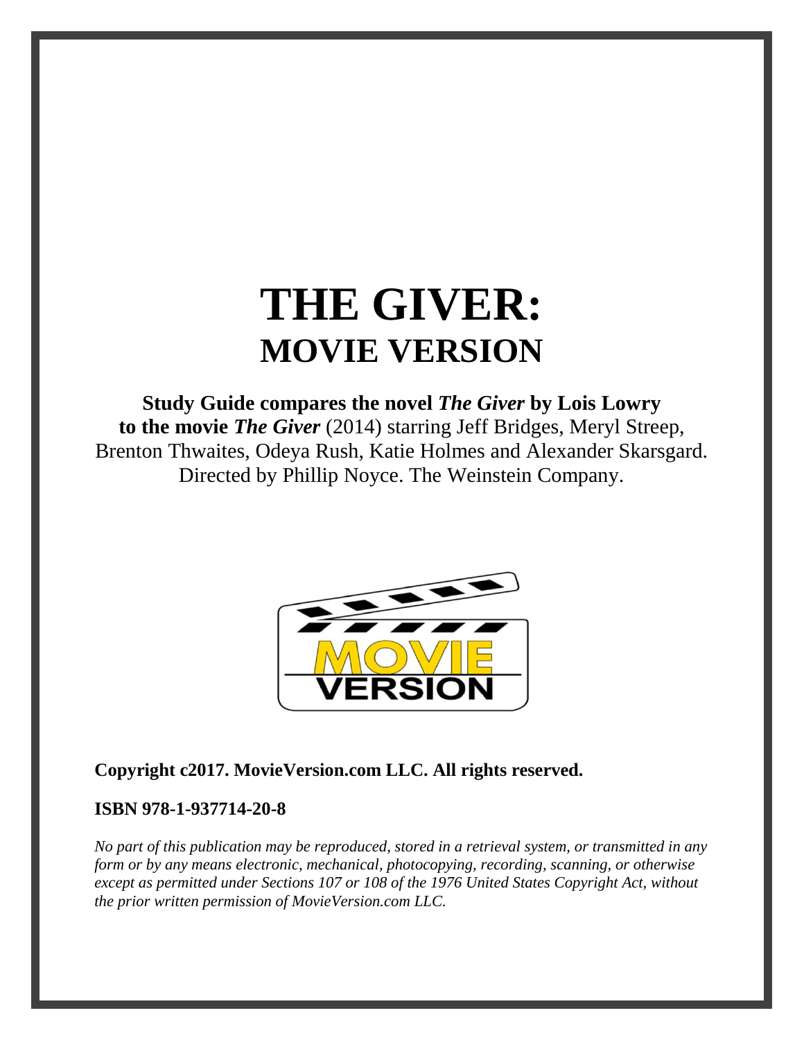# THE GIVER:
## MOVIE VERSION

**Study Guide compares the novel *The Giver* by Lois Lowry to the movie *The Giver*** (2014) starring Jeff Bridges, Meryl Streep, Brenton Thwaites, Odeya Rush, Katie Holmes and Alexander Skarsgard. Directed by Phillip Noyce. The Weinstein Company.

**Copyright c2017. MovieVersion.com LLC. All rights reserved.**

**ISBN 978-1-937714-20-8**

*No part of this publication may be reproduced, stored in a retrieval system, or transmitted in any form or by any means electronic, mechanical, photocopying, recording, scanning, or otherwise except as permitted under Sections 107 or 108 of the 1976 United States Copyright Act, without the prior written permission of MovieVersion.com LLC.*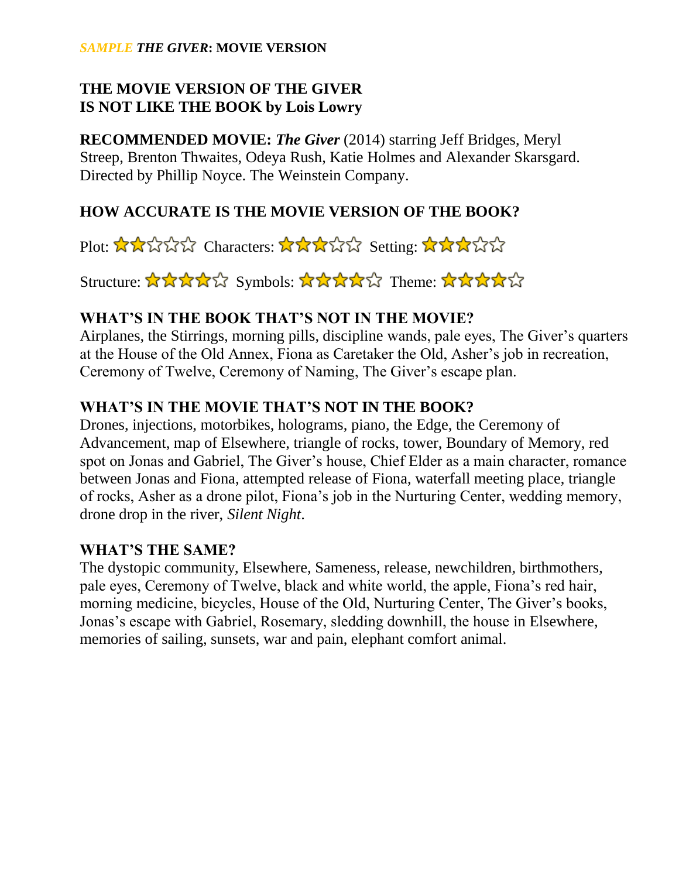*SAMPLE* ***THE GIVER*****: MOVIE VERSION**

## THE MOVIE VERSION OF THE GIVER IS NOT LIKE THE BOOK by Lois Lowry

**RECOMMENDED MOVIE:** ***The Giver*** (2014) starring Jeff Bridges, Meryl Streep, Brenton Thwaites, Odeya Rush, Katie Holmes and Alexander Skarsgard. Directed by Phillip Noyce. The Weinstein Company.

### HOW ACCURATE IS THE MOVIE VERSION OF THE BOOK?

Plot: ★★☆☆☆ Characters: ★★★☆☆ Setting: ★★★☆☆

Structure: ★★★★☆ Symbols: ★★★★☆ Theme: ★★★★☆

### WHAT'S IN THE BOOK THAT'S NOT IN THE MOVIE?

Airplanes, the Stirrings, morning pills, discipline wands, pale eyes, The Giver's quarters at the House of the Old Annex, Fiona as Caretaker the Old, Asher's job in recreation, Ceremony of Twelve, Ceremony of Naming, The Giver's escape plan.

### WHAT'S IN THE MOVIE THAT'S NOT IN THE BOOK?

Drones, injections, motorbikes, holograms, piano, the Edge, the Ceremony of Advancement, map of Elsewhere, triangle of rocks, tower, Boundary of Memory, red spot on Jonas and Gabriel, The Giver's house, Chief Elder as a main character, romance between Jonas and Fiona, attempted release of Fiona, waterfall meeting place, triangle of rocks, Asher as a drone pilot, Fiona's job in the Nurturing Center, wedding memory, drone drop in the river, *Silent Night*.

### WHAT'S THE SAME?

The dystopic community, Elsewhere, Sameness, release, newchildren, birthmothers, pale eyes, Ceremony of Twelve, black and white world, the apple, Fiona's red hair, morning medicine, bicycles, House of the Old, Nurturing Center, The Giver's books, Jonas's escape with Gabriel, Rosemary, sledding downhill, the house in Elsewhere, memories of sailing, sunsets, war and pain, elephant comfort animal.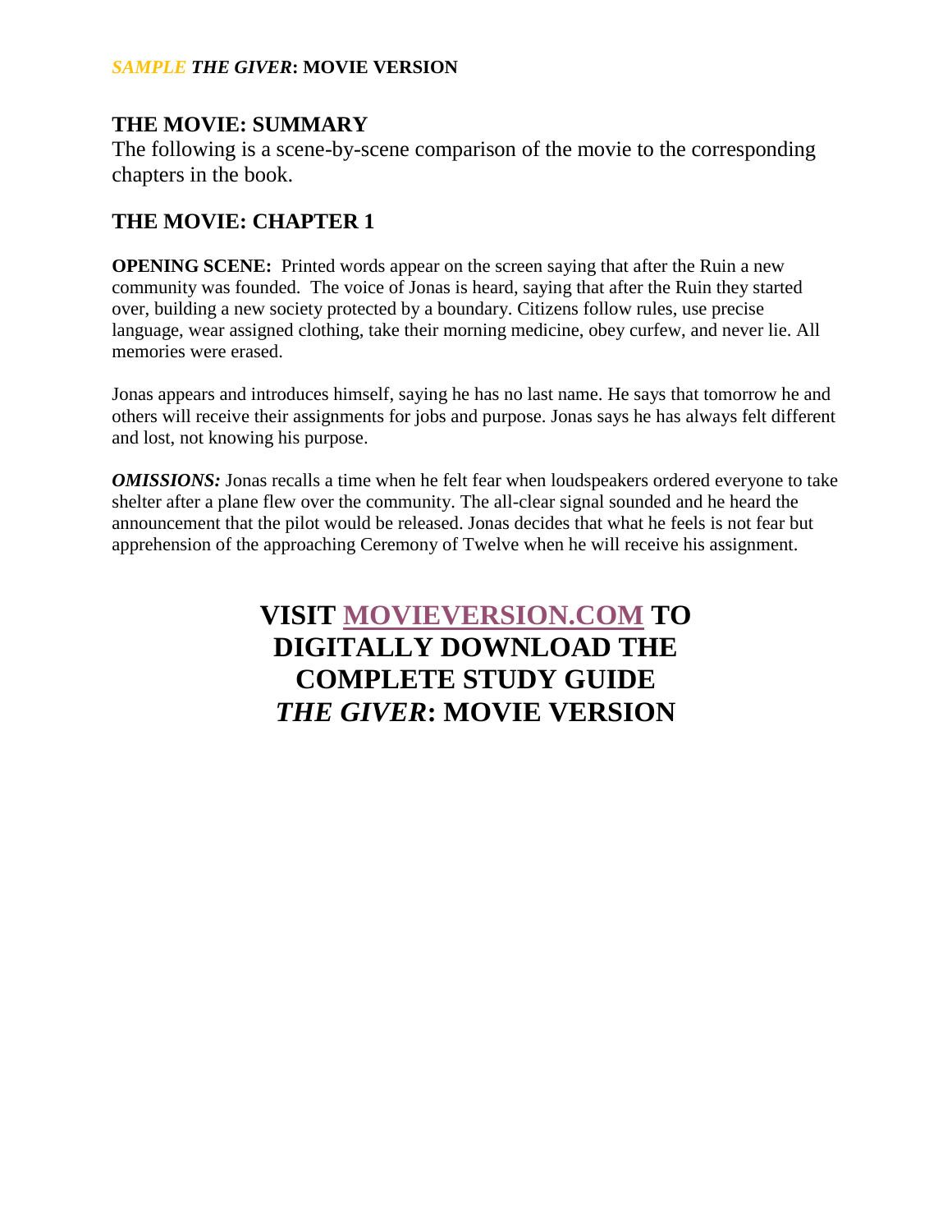*SAMPLE* ***THE GIVER*****: MOVIE VERSION**

## THE MOVIE: SUMMARY

The following is a scene-by-scene comparison of the movie to the corresponding chapters in the book.

## THE MOVIE: CHAPTER 1

**OPENING SCENE:** Printed words appear on the screen saying that after the Ruin a new community was founded. The voice of Jonas is heard, saying that after the Ruin they started over, building a new society protected by a boundary. Citizens follow rules, use precise language, wear assigned clothing, take their morning medicine, obey curfew, and never lie. All memories were erased.

Jonas appears and introduces himself, saying he has no last name. He says that tomorrow he and others will receive their assignments for jobs and purpose. Jonas says he has always felt different and lost, not knowing his purpose.

***OMISSIONS:*** Jonas recalls a time when he felt fear when loudspeakers ordered everyone to take shelter after a plane flew over the community. The all-clear signal sounded and he heard the announcement that the pilot would be released. Jonas decides that what he feels is not fear but apprehension of the approaching Ceremony of Twelve when he will receive his assignment.

# VISIT MOVIEVERSION.COM TO DIGITALLY DOWNLOAD THE COMPLETE STUDY GUIDE *THE GIVER*: MOVIE VERSION